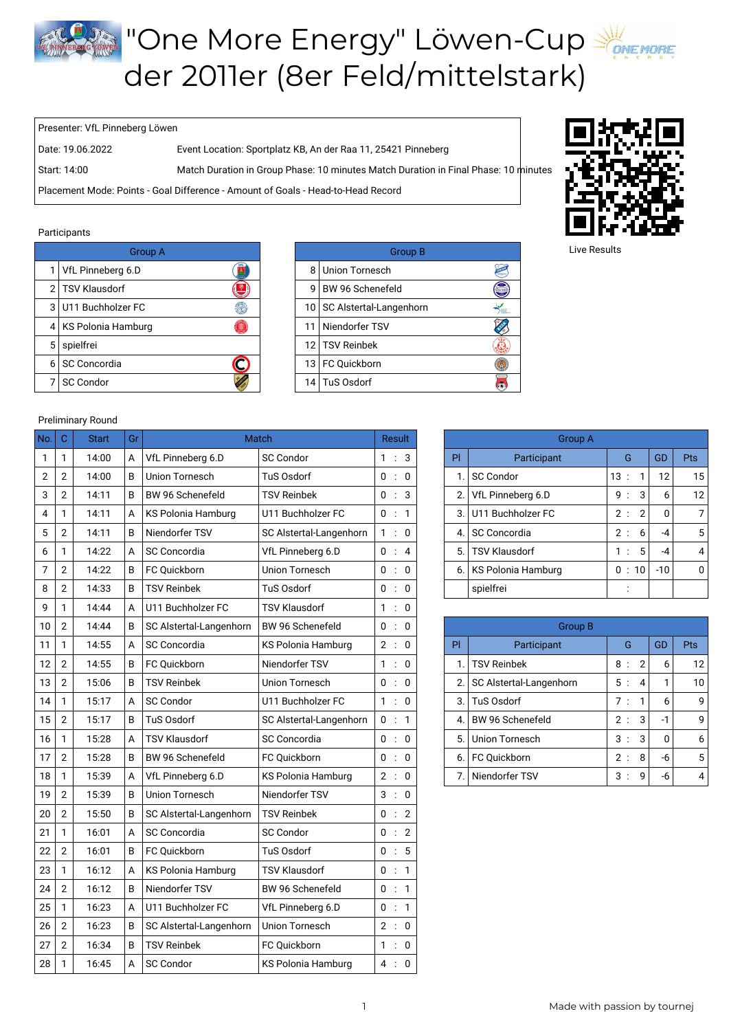# "One More Energy" Löwen-Cup der 2011er (8er Feld/mittelstark)

| | |
|---|---|
| Presenter: VfL Pinneberg Löwen | |
| Date: 19.06.2022 | Event Location: Sportplatz KB, An der Raa 11, 25421 Pinneberg |
| Start: 14:00 | Match Duration in Group Phase: 10 minutes Match Duration in Final Phase: 10 minutes |
| Placement Mode: Points - Goal Difference - Amount of Goals - Head-to-Head Record | |

Live Results

## Participants

| Group A | |
|---|---|
| 1 | VfL Pinneberg 6.D |
| 2 | TSV Klausdorf |
| 3 | U11 Buchholzer FC |
| 4 | KS Polonia Hamburg |
| 5 | spielfrei |
| 6 | SC Concordia |
| 7 | SC Condor |

| Group B | |
|---|---|
| 8 | Union Tornesch |
| 9 | BW 96 Schenefeld |
| 10 | SC Alstertal-Langenhorn |
| 11 | Niendorfer TSV |
| 12 | TSV Reinbek |
| 13 | FC Quickborn |
| 14 | TuS Osdorf |

## Preliminary Round

| No. | C | Start | Gr | Match | | Result |
|---|---|---|---|---|---|---|
| 1 | 1 | 14:00 | A | VfL Pinneberg 6.D | SC Condor | 1 : 3 |
| 2 | 2 | 14:00 | B | Union Tornesch | TuS Osdorf | 0 : 0 |
| 3 | 2 | 14:11 | B | BW 96 Schenefeld | TSV Reinbek | 0 : 3 |
| 4 | 1 | 14:11 | A | KS Polonia Hamburg | U11 Buchholzer FC | 0 : 1 |
| 5 | 2 | 14:11 | B | Niendorfer TSV | SC Alstertal-Langenhorn | 1 : 0 |
| 6 | 1 | 14:22 | A | SC Concordia | VfL Pinneberg 6.D | 0 : 4 |
| 7 | 2 | 14:22 | B | FC Quickborn | Union Tornesch | 0 : 0 |
| 8 | 2 | 14:33 | B | TSV Reinbek | TuS Osdorf | 0 : 0 |
| 9 | 1 | 14:44 | A | U11 Buchholzer FC | TSV Klausdorf | 1 : 0 |
| 10 | 2 | 14:44 | B | SC Alstertal-Langenhorn | BW 96 Schenefeld | 0 : 0 |
| 11 | 1 | 14:55 | A | SC Concordia | KS Polonia Hamburg | 2 : 0 |
| 12 | 2 | 14:55 | B | FC Quickborn | Niendorfer TSV | 1 : 0 |
| 13 | 2 | 15:06 | B | TSV Reinbek | Union Tornesch | 0 : 0 |
| 14 | 1 | 15:17 | A | SC Condor | U11 Buchholzer FC | 1 : 0 |
| 15 | 2 | 15:17 | B | TuS Osdorf | SC Alstertal-Langenhorn | 0 : 1 |
| 16 | 1 | 15:28 | A | TSV Klausdorf | SC Concordia | 0 : 0 |
| 17 | 2 | 15:28 | B | BW 96 Schenefeld | FC Quickborn | 0 : 0 |
| 18 | 1 | 15:39 | A | VfL Pinneberg 6.D | KS Polonia Hamburg | 2 : 0 |
| 19 | 2 | 15:39 | B | Union Tornesch | Niendorfer TSV | 3 : 0 |
| 20 | 2 | 15:50 | B | SC Alstertal-Langenhorn | TSV Reinbek | 0 : 2 |
| 21 | 1 | 16:01 | A | SC Concordia | SC Condor | 0 : 2 |
| 22 | 2 | 16:01 | B | FC Quickborn | TuS Osdorf | 0 : 5 |
| 23 | 1 | 16:12 | A | KS Polonia Hamburg | TSV Klausdorf | 0 : 1 |
| 24 | 2 | 16:12 | B | Niendorfer TSV | BW 96 Schenefeld | 0 : 1 |
| 25 | 1 | 16:23 | A | U11 Buchholzer FC | VfL Pinneberg 6.D | 0 : 1 |
| 26 | 2 | 16:23 | B | SC Alstertal-Langenhorn | Union Tornesch | 2 : 0 |
| 27 | 2 | 16:34 | B | TSV Reinbek | FC Quickborn | 1 : 0 |
| 28 | 1 | 16:45 | A | SC Condor | KS Polonia Hamburg | 4 : 0 |

| Group A | | | | |
|---|---|---|---|---|
| Pl | Participant | G | GD | Pts |
| 1. | SC Condor | 13 : 1 | 12 | 15 |
| 2. | VfL Pinneberg 6.D | 9 : 3 | 6 | 12 |
| 3. | U11 Buchholzer FC | 2 : 2 | 0 | 7 |
| 4. | SC Concordia | 2 : 6 | -4 | 5 |
| 5. | TSV Klausdorf | 1 : 5 | -4 | 4 |
| 6. | KS Polonia Hamburg | 0 : 10 | -10 | 0 |
| | spielfrei | : | | |

| Group B | | | | |
|---|---|---|---|---|
| Pl | Participant | G | GD | Pts |
| 1. | TSV Reinbek | 8 : 2 | 6 | 12 |
| 2. | SC Alstertal-Langenhorn | 5 : 4 | 1 | 10 |
| 3. | TuS Osdorf | 7 : 1 | 6 | 9 |
| 4. | BW 96 Schenefeld | 2 : 3 | -1 | 9 |
| 5. | Union Tornesch | 3 : 3 | 0 | 6 |
| 6. | FC Quickborn | 2 : 8 | -6 | 5 |
| 7. | Niendorfer TSV | 3 : 9 | -6 | 4 |

Made with passion by tournej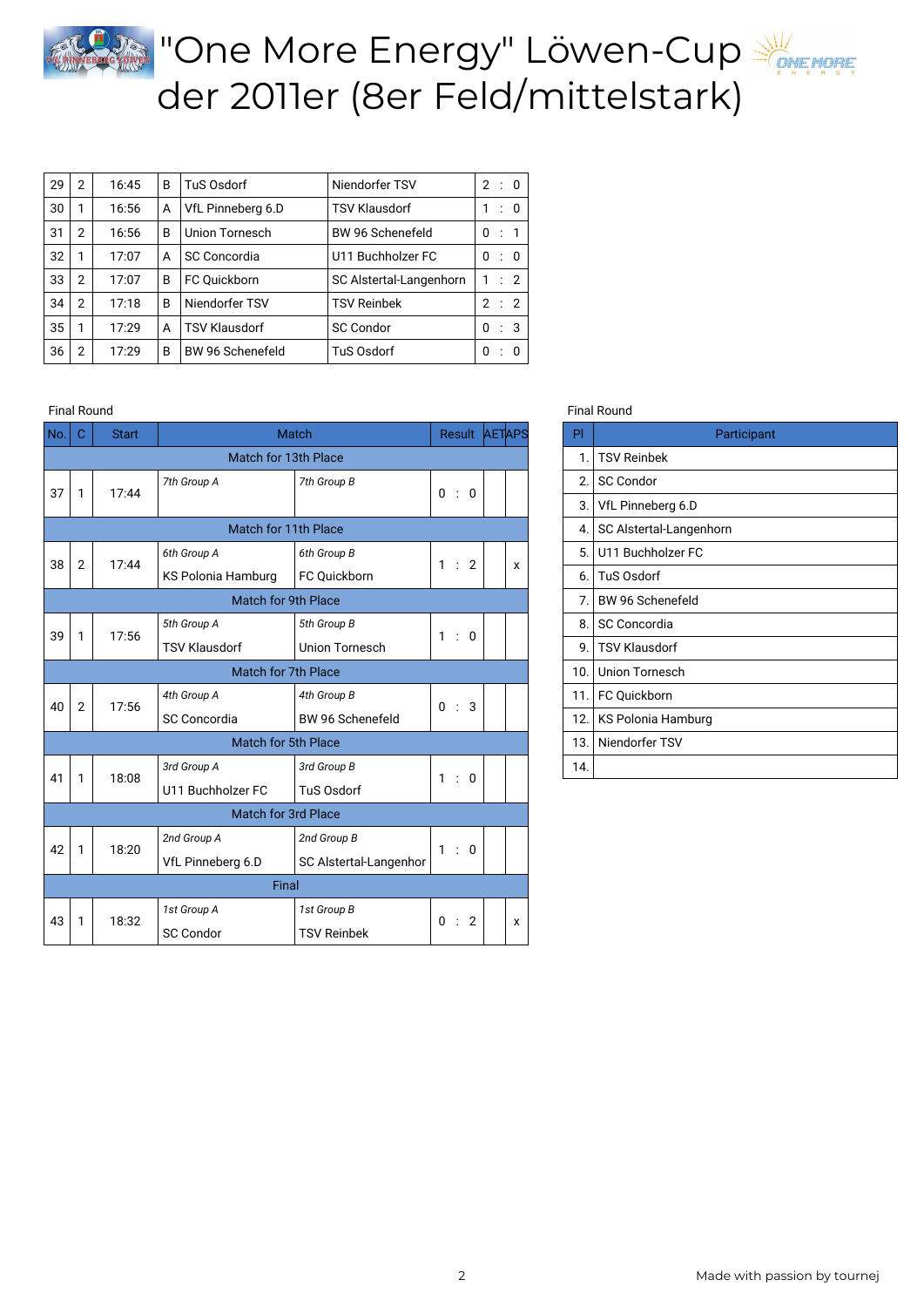# "One More Energy" Löwen-Cup der 2011er (8er Feld/mittelstark)

| | | | | | | |
|---|---|---|---|---|---|---|
| 29 | 2 | 16:45 | B | TuS Osdorf | Niendorfer TSV | 2 : 0 |
| 30 | 1 | 16:56 | A | VfL Pinneberg 6.D | TSV Klausdorf | 1 : 0 |
| 31 | 2 | 16:56 | B | Union Tornesch | BW 96 Schenefeld | 0 : 1 |
| 32 | 1 | 17:07 | A | SC Concordia | U11 Buchholzer FC | 0 : 0 |
| 33 | 2 | 17:07 | B | FC Quickborn | SC Alstertal-Langenhorn | 1 : 2 |
| 34 | 2 | 17:18 | B | Niendorfer TSV | TSV Reinbek | 2 : 2 |
| 35 | 1 | 17:29 | A | TSV Klausdorf | SC Condor | 0 : 3 |
| 36 | 2 | 17:29 | B | BW 96 Schenefeld | TuS Osdorf | 0 : 0 |

Final Round

| No. | C | Start | Match | | Result | AET | APS |
|---|---|---|---|---|---|---|---|
| Match for 13th Place | | | | | | | |
| 37 | 1 | 17:44 | *7th Group A* | *7th Group B* | 0 : 0 | | |
| Match for 11th Place | | | | | | | |
| 38 | 2 | 17:44 | *6th Group A* KS Polonia Hamburg | *6th Group B* FC Quickborn | 1 : 2 | | x |
| Match for 9th Place | | | | | | | |
| 39 | 1 | 17:56 | *5th Group A* TSV Klausdorf | *5th Group B* Union Tornesch | 1 : 0 | | |
| Match for 7th Place | | | | | | | |
| 40 | 2 | 17:56 | *4th Group A* SC Concordia | *4th Group B* BW 96 Schenefeld | 0 : 3 | | |
| Match for 5th Place | | | | | | | |
| 41 | 1 | 18:08 | *3rd Group A* U11 Buchholzer FC | *3rd Group B* TuS Osdorf | 1 : 0 | | |
| Match for 3rd Place | | | | | | | |
| 42 | 1 | 18:20 | *2nd Group A* VfL Pinneberg 6.D | *2nd Group B* SC Alstertal-Langenhor | 1 : 0 | | |
| Final | | | | | | | |
| 43 | 1 | 18:32 | *1st Group A* SC Condor | *1st Group B* TSV Reinbek | 0 : 2 | | x |

Final Round

| Pl | Participant |
|---|---|
| 1. | TSV Reinbek |
| 2. | SC Condor |
| 3. | VfL Pinneberg 6.D |
| 4. | SC Alstertal-Langenhorn |
| 5. | U11 Buchholzer FC |
| 6. | TuS Osdorf |
| 7. | BW 96 Schenefeld |
| 8. | SC Concordia |
| 9. | TSV Klausdorf |
| 10. | Union Tornesch |
| 11. | FC Quickborn |
| 12. | KS Polonia Hamburg |
| 13. | Niendorfer TSV |
| 14. | |

Made with passion by tournej